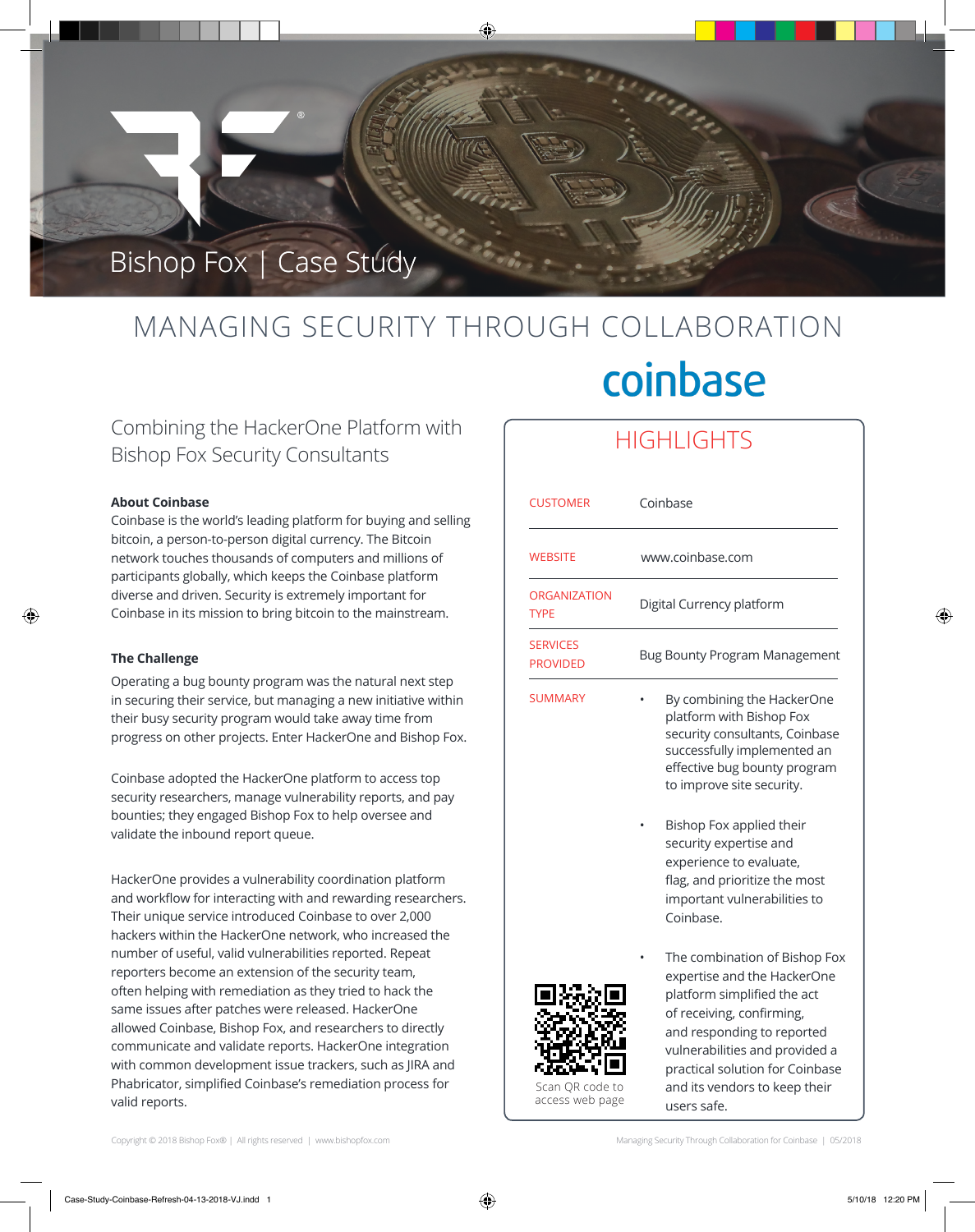Bishop Fox | Case Study

# MANAGING SECURITY THROUGH COLLABORATION

coinbase

## Combining the HackerOne Platform with Bishop Fox Security Consultants

**About Coinbase**

Coinbase is the world's leading platform for buying and selling bitcoin, a person-to-person digital currency. The Bitcoin network touches thousands of computers and millions of participants globally, which keeps the Coinbase platform diverse and driven. Security is extremely important for Coinbase in its mission to bring bitcoin to the mainstream.

**The Challenge**

Operating a bug bounty program was the natural next step in securing their service, but managing a new initiative within their busy security program would take away time from progress on other projects. Enter HackerOne and Bishop Fox.

Coinbase adopted the HackerOne platform to access top security researchers, manage vulnerability reports, and pay bounties; they engaged Bishop Fox to help oversee and validate the inbound report queue.

HackerOne provides a vulnerability coordination platform and workflow for interacting with and rewarding researchers. Their unique service introduced Coinbase to over 2,000 hackers within the HackerOne network, who increased the number of useful, valid vulnerabilities reported. Repeat reporters become an extension of the security team, often helping with remediation as they tried to hack the same issues after patches were released. HackerOne allowed Coinbase, Bishop Fox, and researchers to directly communicate and validate reports. HackerOne integration with common development issue trackers, such as JIRA and Phabricator, simplified Coinbase's remediation process for valid reports.

## HIGHLIGHTS

| | |
|---|---|
| CUSTOMER | Coinbase |
| WEBSITE | www.coinbase.com |
| ORGANIZATION TYPE | Digital Currency platform |
| SERVICES PROVIDED | Bug Bounty Program Management |
| SUMMARY | • By combining the HackerOne platform with Bishop Fox security consultants, Coinbase successfully implemented an effective bug bounty program to improve site security.<br>• Bishop Fox applied their security expertise and experience to evaluate, flag, and prioritize the most important vulnerabilities to Coinbase.<br>• The combination of Bishop Fox expertise and the HackerOne platform simplified the act of receiving, confirming, and responding to reported vulnerabilities and provided a practical solution for Coinbase and its vendors to keep their users safe. |

Scan QR code to access web page

Copyright © 2018 Bishop Fox® | All rights reserved | www.bishopfox.com

Managing Security Through Collaboration for Coinbase | 05/2018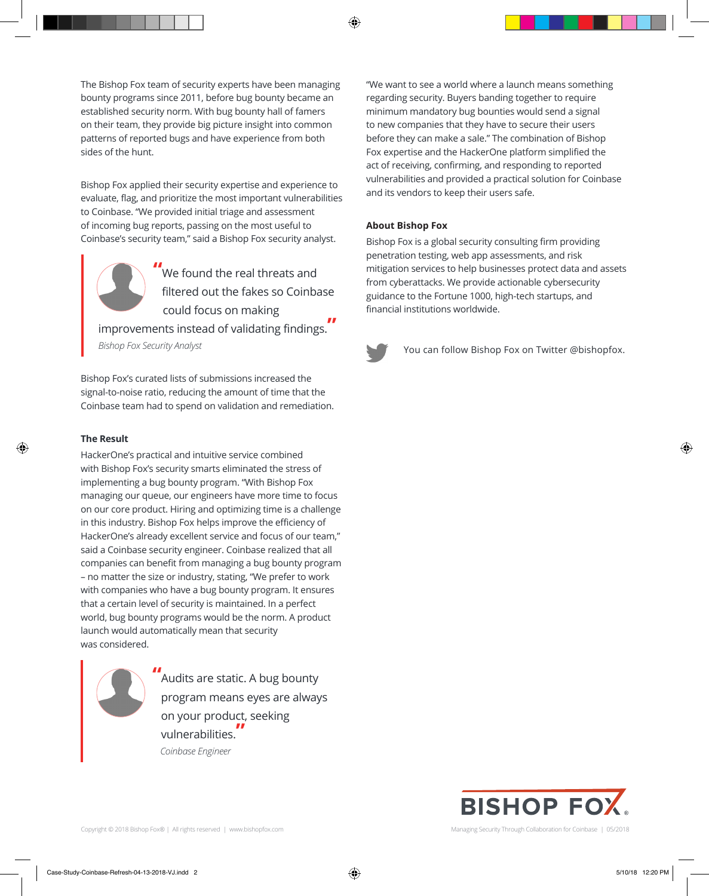The Bishop Fox team of security experts have been managing bounty programs since 2011, before bug bounty became an established security norm. With bug bounty hall of famers on their team, they provide big picture insight into common patterns of reported bugs and have experience from both sides of the hunt.

Bishop Fox applied their security expertise and experience to evaluate, flag, and prioritize the most important vulnerabilities to Coinbase. "We provided initial triage and assessment of incoming bug reports, passing on the most useful to Coinbase's security team," said a Bishop Fox security analyst.

> "We found the real threats and filtered out the fakes so Coinbase could focus on making improvements instead of validating findings."
>
> *Bishop Fox Security Analyst*

Bishop Fox's curated lists of submissions increased the signal-to-noise ratio, reducing the amount of time that the Coinbase team had to spend on validation and remediation.

**The Result**

HackerOne's practical and intuitive service combined with Bishop Fox's security smarts eliminated the stress of implementing a bug bounty program. "With Bishop Fox managing our queue, our engineers have more time to focus on our core product. Hiring and optimizing time is a challenge in this industry. Bishop Fox helps improve the efficiency of HackerOne's already excellent service and focus of our team," said a Coinbase security engineer. Coinbase realized that all companies can benefit from managing a bug bounty program – no matter the size or industry, stating, "We prefer to work with companies who have a bug bounty program. It ensures that a certain level of security is maintained. In a perfect world, bug bounty programs would be the norm. A product launch would automatically mean that security was considered.

> "Audits are static. A bug bounty program means eyes are always on your product, seeking vulnerabilities."
>
> *Coinbase Engineer*

"We want to see a world where a launch means something regarding security. Buyers banding together to require minimum mandatory bug bounties would send a signal to new companies that they have to secure their users before they can make a sale." The combination of Bishop Fox expertise and the HackerOne platform simplified the act of receiving, confirming, and responding to reported vulnerabilities and provided a practical solution for Coinbase and its vendors to keep their users safe.

**About Bishop Fox**

Bishop Fox is a global security consulting firm providing penetration testing, web app assessments, and risk mitigation services to help businesses protect data and assets from cyberattacks. We provide actionable cybersecurity guidance to the Fortune 1000, high-tech startups, and financial institutions worldwide.

You can follow Bishop Fox on Twitter @bishopfox.

BISHOP FOX®

Copyright © 2018 Bishop Fox® | All rights reserved | www.bishopfox.com

Managing Security Through Collaboration for Coinbase | 05/2018